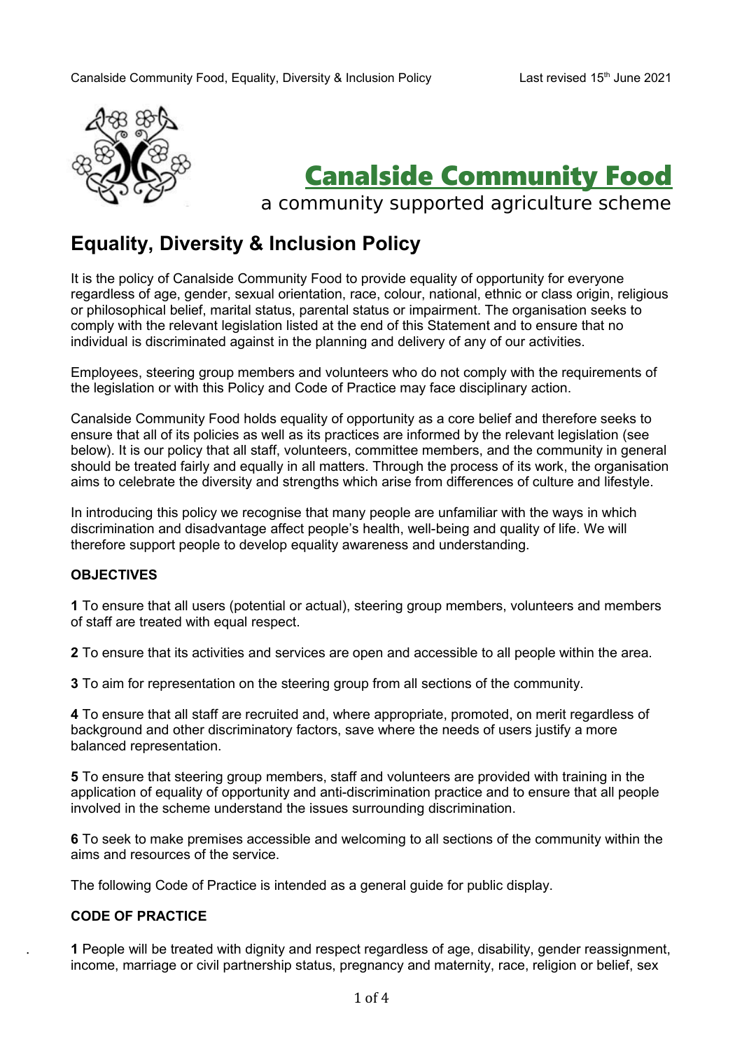# Canalside Community Food

a community supported agriculture scheme

## Equality, Diversity & Inclusion Policy

It is the policy of Canalside Community Food to provide equality of opportunity for everyone regardless of age, gender, sexual orientation, race, colour, national, ethnic or class origin, religious or philosophical belief, marital status, parental status or impairment. The organisation seeks to comply with the relevant legislation listed at the end of this Statement and to ensure that no individual is discriminated against in the planning and delivery of any of our activities.

Employees, steering group members and volunteers who do not comply with the requirements of the legislation or with this Policy and Code of Practice may face disciplinary action.

Canalside Community Food holds equality of opportunity as a core belief and therefore seeks to ensure that all of its policies as well as its practices are informed by the relevant legislation (see below). It is our policy that all staff, volunteers, committee members, and the community in general should be treated fairly and equally in all matters. Through the process of its work, the organisation aims to celebrate the diversity and strengths which arise from differences of culture and lifestyle.

In introducing this policy we recognise that many people are unfamiliar with the ways in which discrimination and disadvantage affect people's health, well-being and quality of life. We will therefore support people to develop equality awareness and understanding.

### OBJECTIVES

**1** To ensure that all users (potential or actual), steering group members, volunteers and members of staff are treated with equal respect.

**2** To ensure that its activities and services are open and accessible to all people within the area.

**3** To aim for representation on the steering group from all sections of the community.

**4** To ensure that all staff are recruited and, where appropriate, promoted, on merit regardless of background and other discriminatory factors, save where the needs of users justify a more balanced representation.

**5** To ensure that steering group members, staff and volunteers are provided with training in the application of equality of opportunity and anti-discrimination practice and to ensure that all people involved in the scheme understand the issues surrounding discrimination.

**6** To seek to make premises accessible and welcoming to all sections of the community within the aims and resources of the service.

The following Code of Practice is intended as a general guide for public display.

### CODE OF PRACTICE

**1** People will be treated with dignity and respect regardless of age, disability, gender reassignment, income, marriage or civil partnership status, pregnancy and maternity, race, religion or belief, sex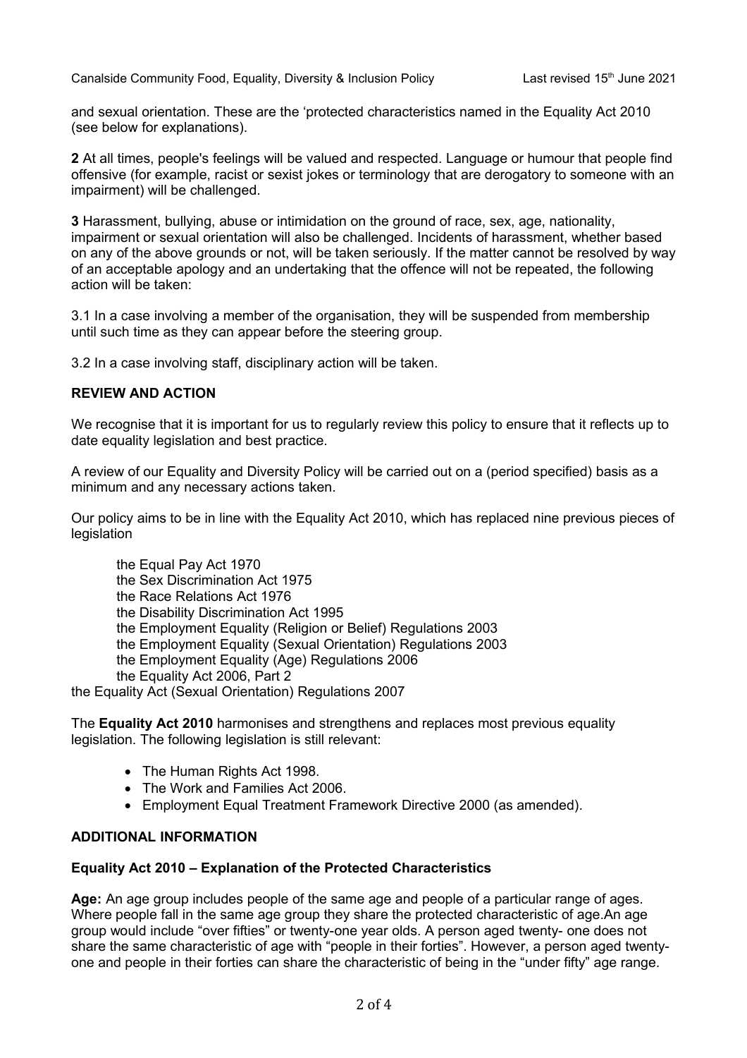and sexual orientation. These are the 'protected characteristics named in the Equality Act 2010 (see below for explanations).

**2** At all times, people's feelings will be valued and respected. Language or humour that people find offensive (for example, racist or sexist jokes or terminology that are derogatory to someone with an impairment) will be challenged.

**3** Harassment, bullying, abuse or intimidation on the ground of race, sex, age, nationality, impairment or sexual orientation will also be challenged. Incidents of harassment, whether based on any of the above grounds or not, will be taken seriously. If the matter cannot be resolved by way of an acceptable apology and an undertaking that the offence will not be repeated, the following action will be taken:

3.1 In a case involving a member of the organisation, they will be suspended from membership until such time as they can appear before the steering group.

3.2 In a case involving staff, disciplinary action will be taken.

## REVIEW AND ACTION

We recognise that it is important for us to regularly review this policy to ensure that it reflects up to date equality legislation and best practice.

A review of our Equality and Diversity Policy will be carried out on a (period specified) basis as a minimum and any necessary actions taken.

Our policy aims to be in line with the Equality Act 2010, which has replaced nine previous pieces of legislation

the Equal Pay Act 1970
the Sex Discrimination Act 1975
the Race Relations Act 1976
the Disability Discrimination Act 1995
the Employment Equality (Religion or Belief) Regulations 2003
the Employment Equality (Sexual Orientation) Regulations 2003
the Employment Equality (Age) Regulations 2006
the Equality Act 2006, Part 2
the Equality Act (Sexual Orientation) Regulations 2007

The **Equality Act 2010** harmonises and strengthens and replaces most previous equality legislation. The following legislation is still relevant:

- The Human Rights Act 1998.
- The Work and Families Act 2006.
- Employment Equal Treatment Framework Directive 2000 (as amended).

## ADDITIONAL INFORMATION

### Equality Act 2010 – Explanation of the Protected Characteristics

**Age:** An age group includes people of the same age and people of a particular range of ages. Where people fall in the same age group they share the protected characteristic of age.An age group would include "over fifties" or twenty-one year olds. A person aged twenty- one does not share the same characteristic of age with "people in their forties". However, a person aged twenty-one and people in their forties can share the characteristic of being in the "under fifty" age range.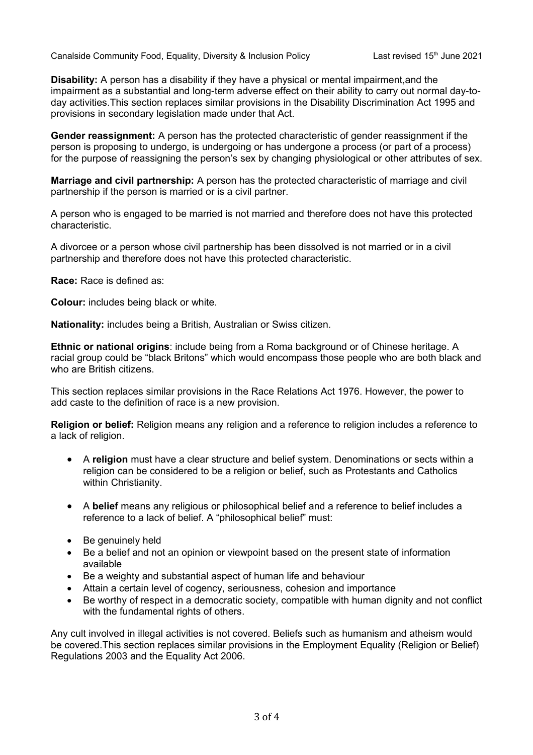**Disability:** A person has a disability if they have a physical or mental impairment,and the impairment as a substantial and long-term adverse effect on their ability to carry out normal day-to-day activities.This section replaces similar provisions in the Disability Discrimination Act 1995 and provisions in secondary legislation made under that Act.

**Gender reassignment:** A person has the protected characteristic of gender reassignment if the person is proposing to undergo, is undergoing or has undergone a process (or part of a process) for the purpose of reassigning the person's sex by changing physiological or other attributes of sex.

**Marriage and civil partnership:** A person has the protected characteristic of marriage and civil partnership if the person is married or is a civil partner.

A person who is engaged to be married is not married and therefore does not have this protected characteristic.

A divorcee or a person whose civil partnership has been dissolved is not married or in a civil partnership and therefore does not have this protected characteristic.

**Race:** Race is defined as:

**Colour:** includes being black or white.

**Nationality:** includes being a British, Australian or Swiss citizen.

**Ethnic or national origins**: include being from a Roma background or of Chinese heritage. A racial group could be "black Britons" which would encompass those people who are both black and who are British citizens.

This section replaces similar provisions in the Race Relations Act 1976. However, the power to add caste to the definition of race is a new provision.

**Religion or belief:** Religion means any religion and a reference to religion includes a reference to a lack of religion.

- A **religion** must have a clear structure and belief system. Denominations or sects within a religion can be considered to be a religion or belief, such as Protestants and Catholics within Christianity.

- A **belief** means any religious or philosophical belief and a reference to belief includes a reference to a lack of belief. A "philosophical belief" must:

- Be genuinely held
- Be a belief and not an opinion or viewpoint based on the present state of information available
- Be a weighty and substantial aspect of human life and behaviour
- Attain a certain level of cogency, seriousness, cohesion and importance
- Be worthy of respect in a democratic society, compatible with human dignity and not conflict with the fundamental rights of others.

Any cult involved in illegal activities is not covered. Beliefs such as humanism and atheism would be covered.This section replaces similar provisions in the Employment Equality (Religion or Belief) Regulations 2003 and the Equality Act 2006.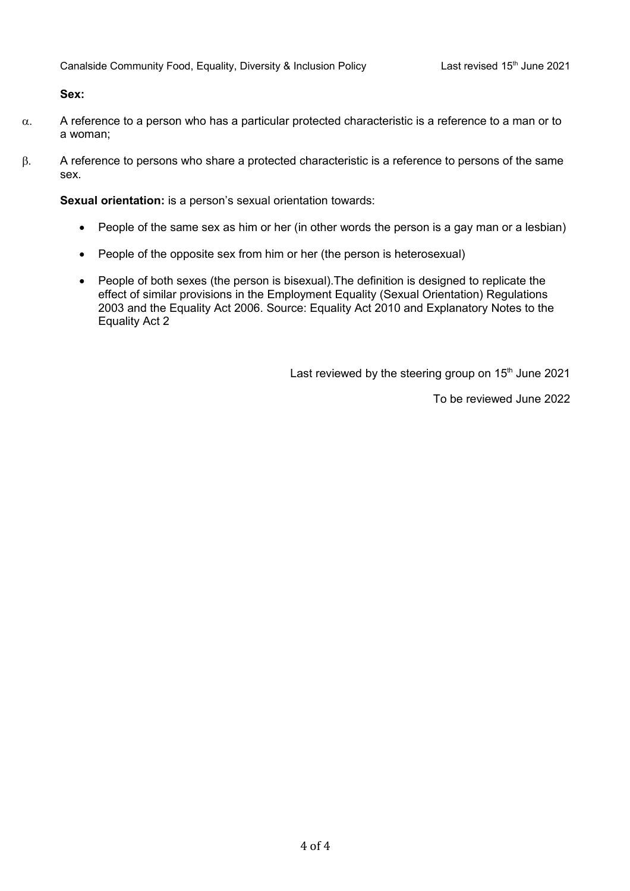**Sex:**

α. A reference to a person who has a particular protected characteristic is a reference to a man or to a woman;

β. A reference to persons who share a protected characteristic is a reference to persons of the same sex.

**Sexual orientation:** is a person's sexual orientation towards:

- People of the same sex as him or her (in other words the person is a gay man or a lesbian)
- People of the opposite sex from him or her (the person is heterosexual)
- People of both sexes (the person is bisexual).The definition is designed to replicate the effect of similar provisions in the Employment Equality (Sexual Orientation) Regulations 2003 and the Equality Act 2006. Source: Equality Act 2010 and Explanatory Notes to the Equality Act 2

Last reviewed by the steering group on 15th June 2021

To be reviewed June 2022